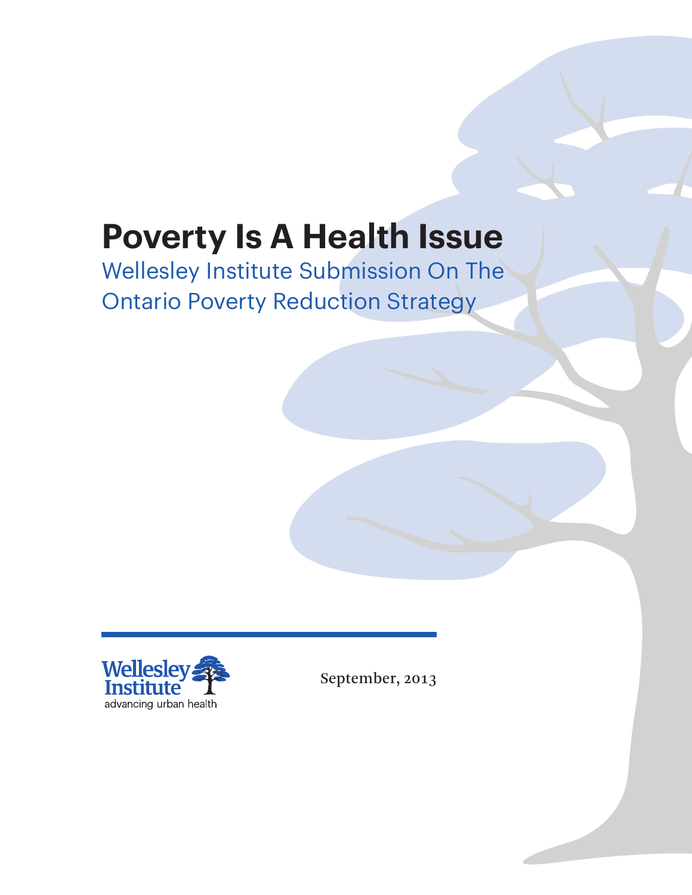# Poverty Is A Health Issue

## Wellesley Institute Submission On The Ontario Poverty Reduction Strategy

Wellesley Institute
advancing urban health

September, 2013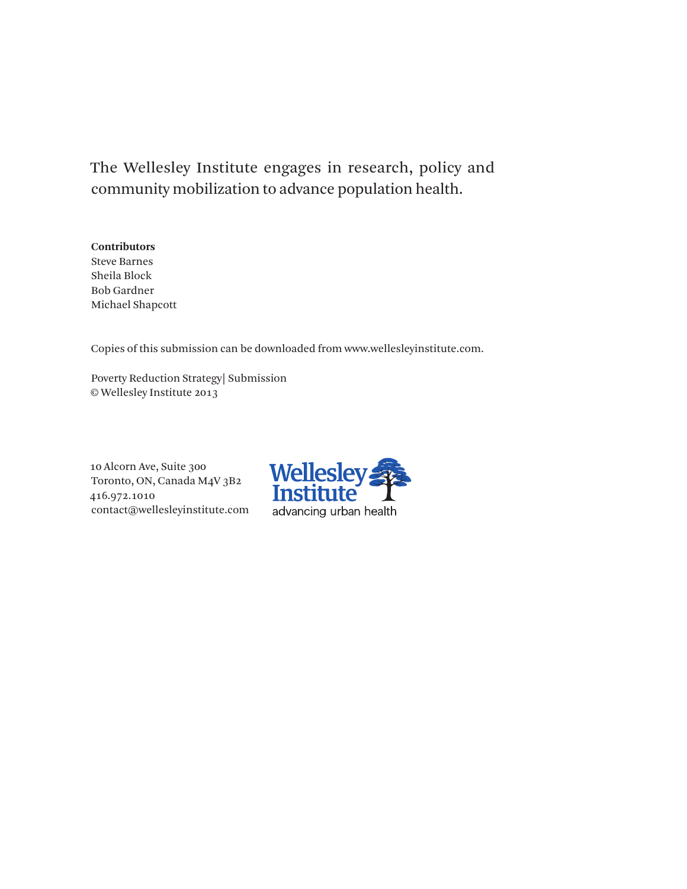The Wellesley Institute engages in research, policy and community mobilization to advance population health.

**Contributors**
Steve Barnes
Sheila Block
Bob Gardner
Michael Shapcott

Copies of this submission can be downloaded from www.wellesleyinstitute.com.

Poverty Reduction Strategy| Submission
© Wellesley Institute 2013

10 Alcorn Ave, Suite 300
Toronto, ON, Canada M4V 3B2
416.972.1010
contact@wellesleyinstitute.com

Wellesley Institute
advancing urban health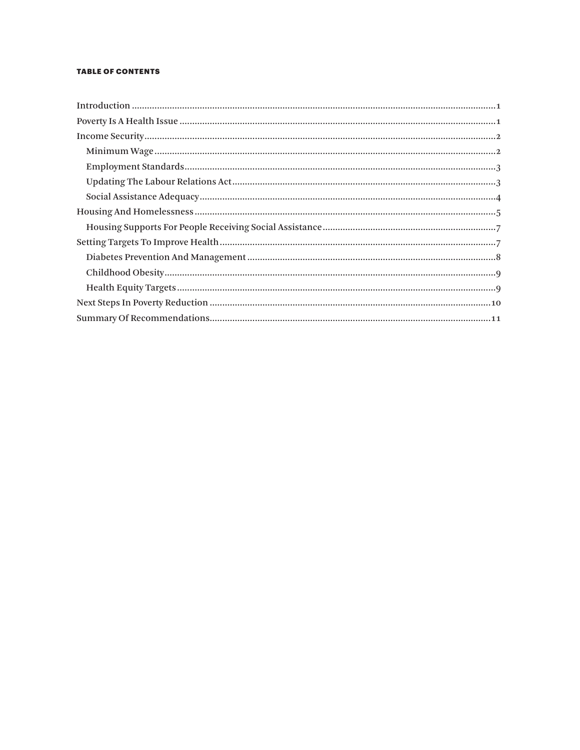**TABLE OF CONTENTS**

- Introduction ........................................................................ 1
- Poverty Is A Health Issue ........................................................................ 1
- Income Security ........................................................................ 2
  - Minimum Wage ........................................................................ 2
  - Employment Standards ........................................................................ 3
  - Updating The Labour Relations Act ........................................................................ 3
  - Social Assistance Adequacy ........................................................................ 4
- Housing And Homelessness ........................................................................ 5
  - Housing Supports For People Receiving Social Assistance ........................................................................ 7
- Setting Targets To Improve Health ........................................................................ 7
  - Diabetes Prevention And Management ........................................................................ 8
  - Childhood Obesity ........................................................................ 9
  - Health Equity Targets ........................................................................ 9
- Next Steps In Poverty Reduction ........................................................................ 10
- Summary Of Recommendations ........................................................................ 11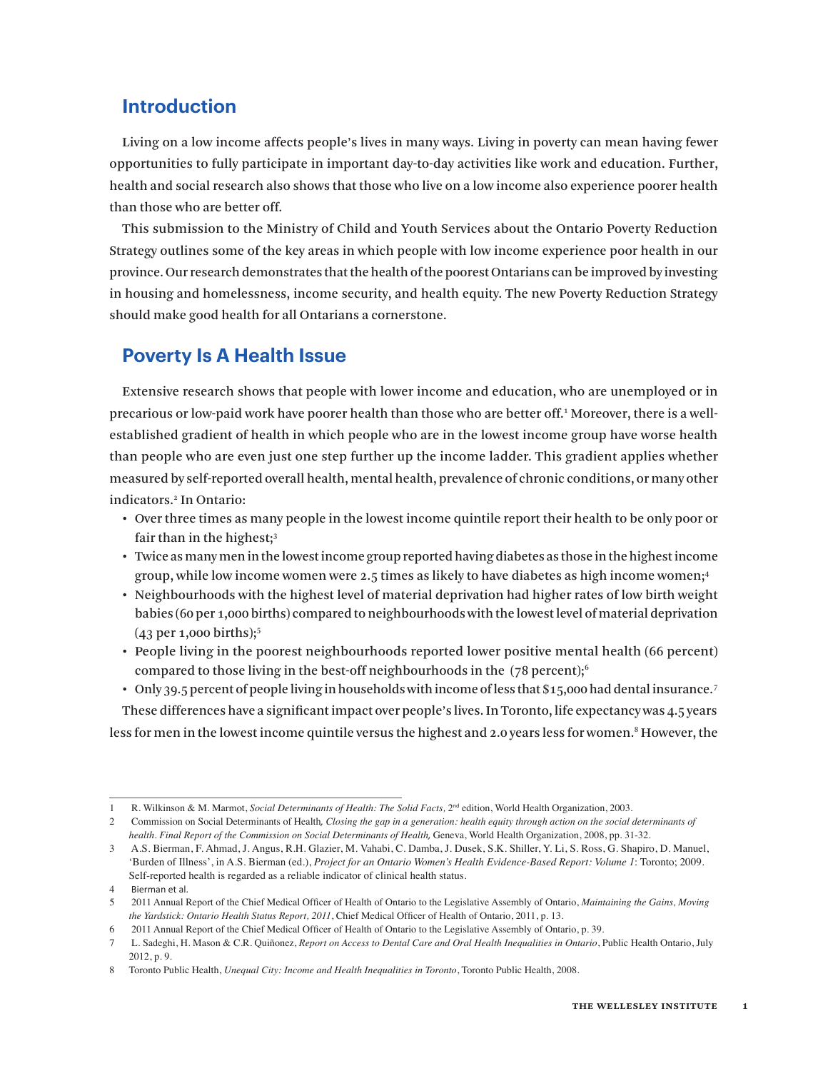## Introduction

Living on a low income affects people's lives in many ways. Living in poverty can mean having fewer opportunities to fully participate in important day-to-day activities like work and education. Further, health and social research also shows that those who live on a low income also experience poorer health than those who are better off.

This submission to the Ministry of Child and Youth Services about the Ontario Poverty Reduction Strategy outlines some of the key areas in which people with low income experience poor health in our province. Our research demonstrates that the health of the poorest Ontarians can be improved by investing in housing and homelessness, income security, and health equity. The new Poverty Reduction Strategy should make good health for all Ontarians a cornerstone.

## Poverty Is A Health Issue

Extensive research shows that people with lower income and education, who are unemployed or in precarious or low-paid work have poorer health than those who are better off.[1] Moreover, there is a well-established gradient of health in which people who are in the lowest income group have worse health than people who are even just one step further up the income ladder. This gradient applies whether measured by self-reported overall health, mental health, prevalence of chronic conditions, or many other indicators.[2] In Ontario:

- Over three times as many people in the lowest income quintile report their health to be only poor or fair than in the highest;[3]
- Twice as many men in the lowest income group reported having diabetes as those in the highest income group, while low income women were 2.5 times as likely to have diabetes as high income women;[4]
- Neighbourhoods with the highest level of material deprivation had higher rates of low birth weight babies (60 per 1,000 births) compared to neighbourhoods with the lowest level of material deprivation (43 per 1,000 births);[5]
- People living in the poorest neighbourhoods reported lower positive mental health (66 percent) compared to those living in the best-off neighbourhoods in the (78 percent);[6]
- Only 39.5 percent of people living in households with income of less that $15,000 had dental insurance.[7]

These differences have a significant impact over people's lives. In Toronto, life expectancy was 4.5 years less for men in the lowest income quintile versus the highest and 2.0 years less for women.[8] However, the

---

1 R. Wilkinson & M. Marmot, *Social Determinants of Health: The Solid Facts,* 2nd edition, World Health Organization, 2003.

2 Commission on Social Determinants of Health*, Closing the gap in a generation: health equity through action on the social determinants of health. Final Report of the Commission on Social Determinants of Health,* Geneva, World Health Organization, 2008, pp. 31-32.

3 A.S. Bierman, F. Ahmad, J. Angus, R.H. Glazier, M. Vahabi, C. Damba, J. Dusek, S.K. Shiller, Y. Li, S. Ross, G. Shapiro, D. Manuel, 'Burden of Illness', in A.S. Bierman (ed.), *Project for an Ontario Women's Health Evidence-Based Report: Volume 1*: Toronto; 2009. Self-reported health is regarded as a reliable indicator of clinical health status.

4 Bierman et al.

5 2011 Annual Report of the Chief Medical Officer of Health of Ontario to the Legislative Assembly of Ontario, *Maintaining the Gains, Moving the Yardstick: Ontario Health Status Report, 2011*, Chief Medical Officer of Health of Ontario, 2011, p. 13.

6 2011 Annual Report of the Chief Medical Officer of Health of Ontario to the Legislative Assembly of Ontario, p. 39.

7 L. Sadeghi, H. Mason & C.R. Quiñonez, *Report on Access to Dental Care and Oral Health Inequalities in Ontario*, Public Health Ontario, July 2012, p. 9.

8 Toronto Public Health, *Unequal City: Income and Health Inequalities in Toronto*, Toronto Public Health, 2008.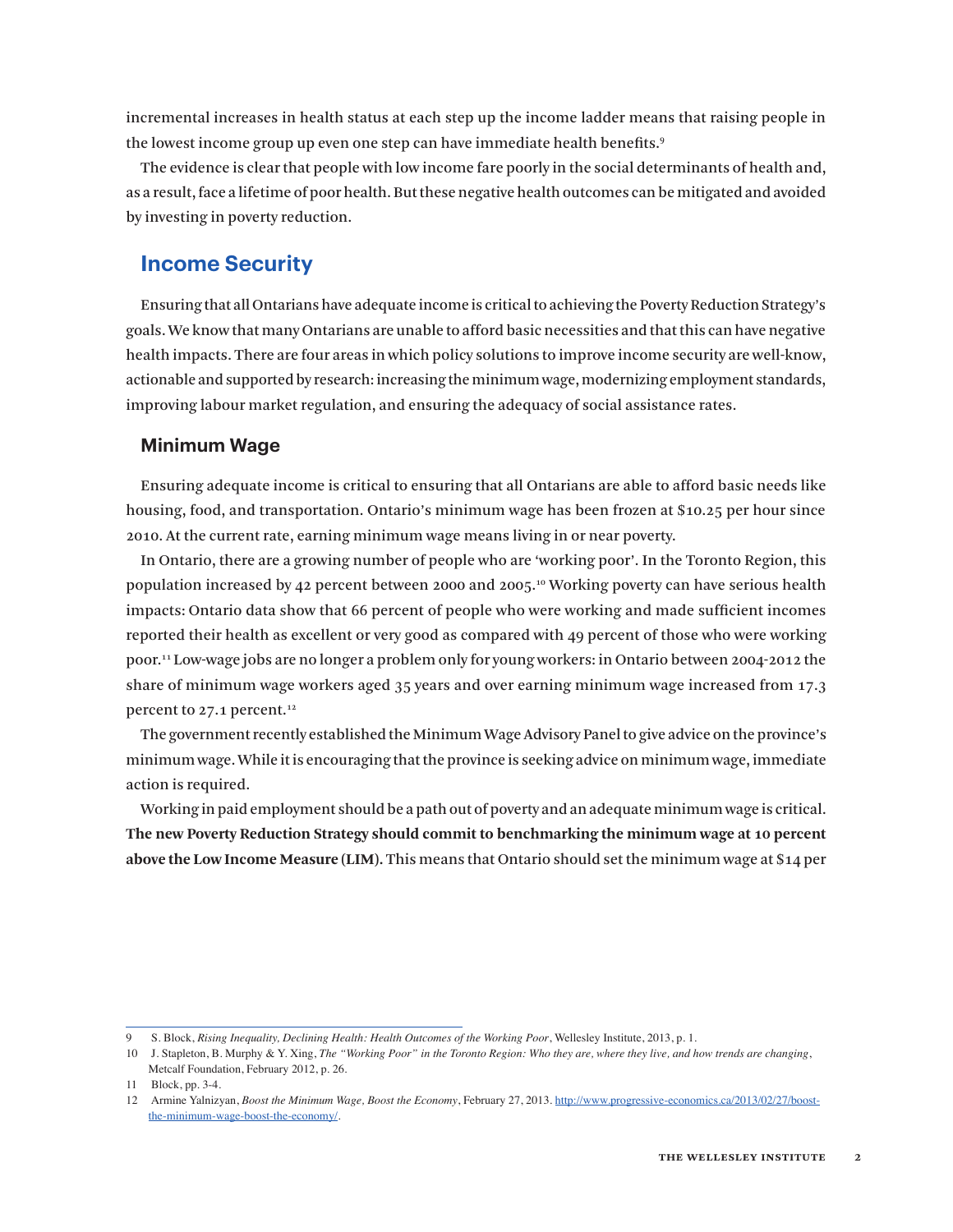incremental increases in health status at each step up the income ladder means that raising people in the lowest income group up even one step can have immediate health benefits.[9]

The evidence is clear that people with low income fare poorly in the social determinants of health and, as a result, face a lifetime of poor health. But these negative health outcomes can be mitigated and avoided by investing in poverty reduction.

## Income Security

Ensuring that all Ontarians have adequate income is critical to achieving the Poverty Reduction Strategy's goals. We know that many Ontarians are unable to afford basic necessities and that this can have negative health impacts. There are four areas in which policy solutions to improve income security are well-know, actionable and supported by research: increasing the minimum wage, modernizing employment standards, improving labour market regulation, and ensuring the adequacy of social assistance rates.

### Minimum Wage

Ensuring adequate income is critical to ensuring that all Ontarians are able to afford basic needs like housing, food, and transportation. Ontario's minimum wage has been frozen at $10.25 per hour since 2010. At the current rate, earning minimum wage means living in or near poverty.

In Ontario, there are a growing number of people who are 'working poor'. In the Toronto Region, this population increased by 42 percent between 2000 and 2005.[10] Working poverty can have serious health impacts: Ontario data show that 66 percent of people who were working and made sufficient incomes reported their health as excellent or very good as compared with 49 percent of those who were working poor.[11] Low-wage jobs are no longer a problem only for young workers: in Ontario between 2004-2012 the share of minimum wage workers aged 35 years and over earning minimum wage increased from 17.3 percent to 27.1 percent.[12]

The government recently established the Minimum Wage Advisory Panel to give advice on the province's minimum wage. While it is encouraging that the province is seeking advice on minimum wage, immediate action is required.

Working in paid employment should be a path out of poverty and an adequate minimum wage is critical. **The new Poverty Reduction Strategy should commit to benchmarking the minimum wage at 10 percent above the Low Income Measure (LIM).** This means that Ontario should set the minimum wage at $14 per

---

9 S. Block, *Rising Inequality, Declining Health: Health Outcomes of the Working Poor*, Wellesley Institute, 2013, p. 1.

10 J. Stapleton, B. Murphy & Y. Xing, *The "Working Poor" in the Toronto Region: Who they are, where they live, and how trends are changing*, Metcalf Foundation, February 2012, p. 26.

11 Block, pp. 3-4.

12 Armine Yalnizyan, *Boost the Minimum Wage, Boost the Economy*, February 27, 2013. http://www.progressive-economics.ca/2013/02/27/boost-the-minimum-wage-boost-the-economy/.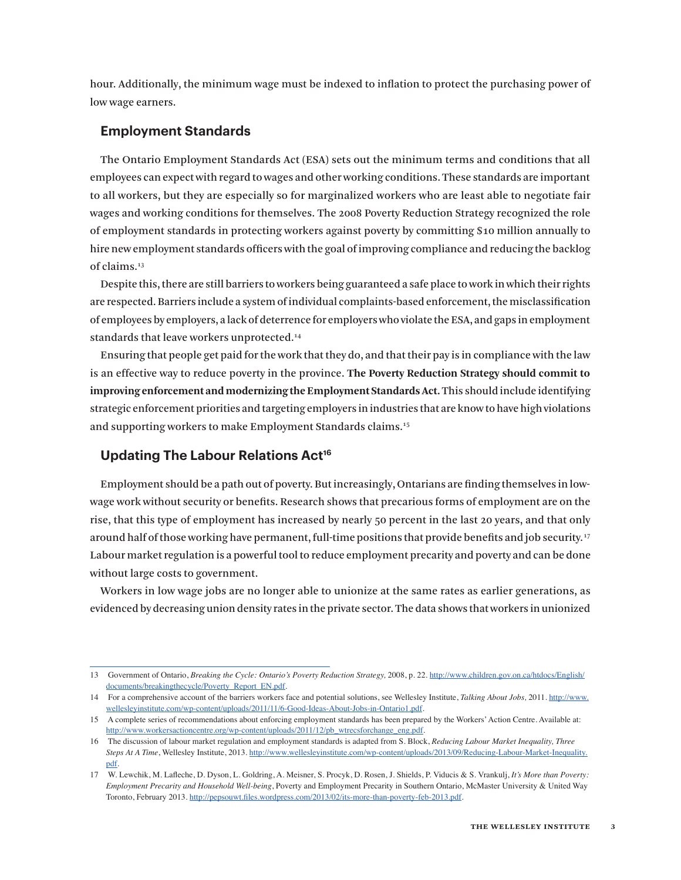hour. Additionally, the minimum wage must be indexed to inflation to protect the purchasing power of low wage earners.

## Employment Standards

The Ontario Employment Standards Act (ESA) sets out the minimum terms and conditions that all employees can expect with regard to wages and other working conditions. These standards are important to all workers, but they are especially so for marginalized workers who are least able to negotiate fair wages and working conditions for themselves. The 2008 Poverty Reduction Strategy recognized the role of employment standards in protecting workers against poverty by committing $10 million annually to hire new employment standards officers with the goal of improving compliance and reducing the backlog of claims.[13]

Despite this, there are still barriers to workers being guaranteed a safe place to work in which their rights are respected. Barriers include a system of individual complaints-based enforcement, the misclassification of employees by employers, a lack of deterrence for employers who violate the ESA, and gaps in employment standards that leave workers unprotected.[14]

Ensuring that people get paid for the work that they do, and that their pay is in compliance with the law is an effective way to reduce poverty in the province. **The Poverty Reduction Strategy should commit to improving enforcement and modernizing the Employment Standards Act.** This should include identifying strategic enforcement priorities and targeting employers in industries that are know to have high violations and supporting workers to make Employment Standards claims.[15]

## Updating The Labour Relations Act[16]

Employment should be a path out of poverty. But increasingly, Ontarians are finding themselves in low-wage work without security or benefits. Research shows that precarious forms of employment are on the rise, that this type of employment has increased by nearly 50 percent in the last 20 years, and that only around half of those working have permanent, full-time positions that provide benefits and job security.[17] Labour market regulation is a powerful tool to reduce employment precarity and poverty and can be done without large costs to government.

Workers in low wage jobs are no longer able to unionize at the same rates as earlier generations, as evidenced by decreasing union density rates in the private sector. The data shows that workers in unionized

---

13 Government of Ontario, *Breaking the Cycle: Ontario's Poverty Reduction Strategy,* 2008, p. 22. http://www.children.gov.on.ca/htdocs/English/documents/breakingthecycle/Poverty_Report_EN.pdf.

14 For a comprehensive account of the barriers workers face and potential solutions, see Wellesley Institute, *Talking About Jobs,* 2011. http://www.wellesleyinstitute.com/wp-content/uploads/2011/11/6-Good-Ideas-About-Jobs-in-Ontario1.pdf.

15 A complete series of recommendations about enforcing employment standards has been prepared by the Workers' Action Centre. Available at: http://www.workersactioncentre.org/wp-content/uploads/2011/12/pb_wtrecsforchange_eng.pdf.

16 The discussion of labour market regulation and employment standards is adapted from S. Block, *Reducing Labour Market Inequality, Three Steps At A Time*, Wellesley Institute, 2013. http://www.wellesleyinstitute.com/wp-content/uploads/2013/09/Reducing-Labour-Market-Inequality.pdf.

17 W. Lewchik, M. Lafleche, D. Dyson, L. Goldring, A. Meisner, S. Procyk, D. Rosen, J. Shields, P. Viducis & S. Vrankulj, *It's More than Poverty: Employment Precarity and Household Well-being*, Poverty and Employment Precarity in Southern Ontario, McMaster University & United Way Toronto, February 2013. http://pepsouwt.files.wordpress.com/2013/02/its-more-than-poverty-feb-2013.pdf.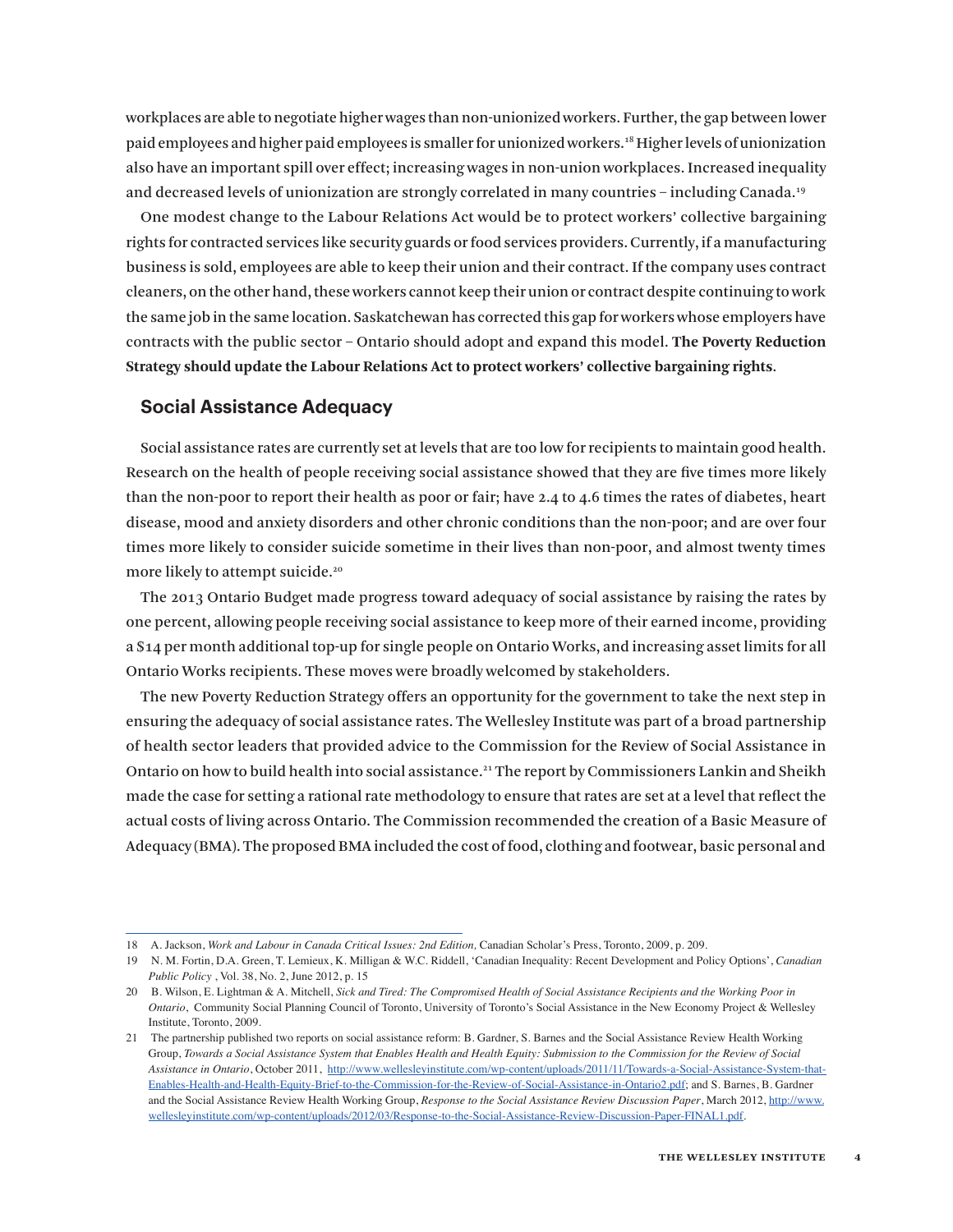workplaces are able to negotiate higher wages than non-unionized workers. Further, the gap between lower paid employees and higher paid employees is smaller for unionized workers.[18] Higher levels of unionization also have an important spill over effect; increasing wages in non-union workplaces. Increased inequality and decreased levels of unionization are strongly correlated in many countries – including Canada.[19]

One modest change to the Labour Relations Act would be to protect workers' collective bargaining rights for contracted services like security guards or food services providers. Currently, if a manufacturing business is sold, employees are able to keep their union and their contract. If the company uses contract cleaners, on the other hand, these workers cannot keep their union or contract despite continuing to work the same job in the same location. Saskatchewan has corrected this gap for workers whose employers have contracts with the public sector – Ontario should adopt and expand this model. **The Poverty Reduction Strategy should update the Labour Relations Act to protect workers' collective bargaining rights**.

## Social Assistance Adequacy

Social assistance rates are currently set at levels that are too low for recipients to maintain good health. Research on the health of people receiving social assistance showed that they are five times more likely than the non-poor to report their health as poor or fair; have 2.4 to 4.6 times the rates of diabetes, heart disease, mood and anxiety disorders and other chronic conditions than the non-poor; and are over four times more likely to consider suicide sometime in their lives than non-poor, and almost twenty times more likely to attempt suicide.[20]

The 2013 Ontario Budget made progress toward adequacy of social assistance by raising the rates by one percent, allowing people receiving social assistance to keep more of their earned income, providing a $14 per month additional top-up for single people on Ontario Works, and increasing asset limits for all Ontario Works recipients. These moves were broadly welcomed by stakeholders.

The new Poverty Reduction Strategy offers an opportunity for the government to take the next step in ensuring the adequacy of social assistance rates. The Wellesley Institute was part of a broad partnership of health sector leaders that provided advice to the Commission for the Review of Social Assistance in Ontario on how to build health into social assistance.[21] The report by Commissioners Lankin and Sheikh made the case for setting a rational rate methodology to ensure that rates are set at a level that reflect the actual costs of living across Ontario. The Commission recommended the creation of a Basic Measure of Adequacy (BMA). The proposed BMA included the cost of food, clothing and footwear, basic personal and

---

18 A. Jackson, *Work and Labour in Canada Critical Issues: 2nd Edition,* Canadian Scholar's Press, Toronto, 2009, p. 209.

19 N. M. Fortin, D.A. Green, T. Lemieux, K. Milligan & W.C. Riddell, 'Canadian Inequality: Recent Development and Policy Options', *Canadian Public Policy* , Vol. 38, No. 2, June 2012, p. 15

20 B. Wilson, E. Lightman & A. Mitchell, *Sick and Tired: The Compromised Health of Social Assistance Recipients and the Working Poor in Ontario*, Community Social Planning Council of Toronto, University of Toronto's Social Assistance in the New Economy Project & Wellesley Institute, Toronto, 2009.

21 The partnership published two reports on social assistance reform: B. Gardner, S. Barnes and the Social Assistance Review Health Working Group, *Towards a Social Assistance System that Enables Health and Health Equity: Submission to the Commission for the Review of Social Assistance in Ontario*, October 2011, http://www.wellesleyinstitute.com/wp-content/uploads/2011/11/Towards-a-Social-Assistance-System-that-Enables-Health-and-Health-Equity-Brief-to-the-Commission-for-the-Review-of-Social-Assistance-in-Ontario2.pdf; and S. Barnes, B. Gardner and the Social Assistance Review Health Working Group, *Response to the Social Assistance Review Discussion Paper*, March 2012, http://www.wellesleyinstitute.com/wp-content/uploads/2012/03/Response-to-the-Social-Assistance-Review-Discussion-Paper-FINAL1.pdf.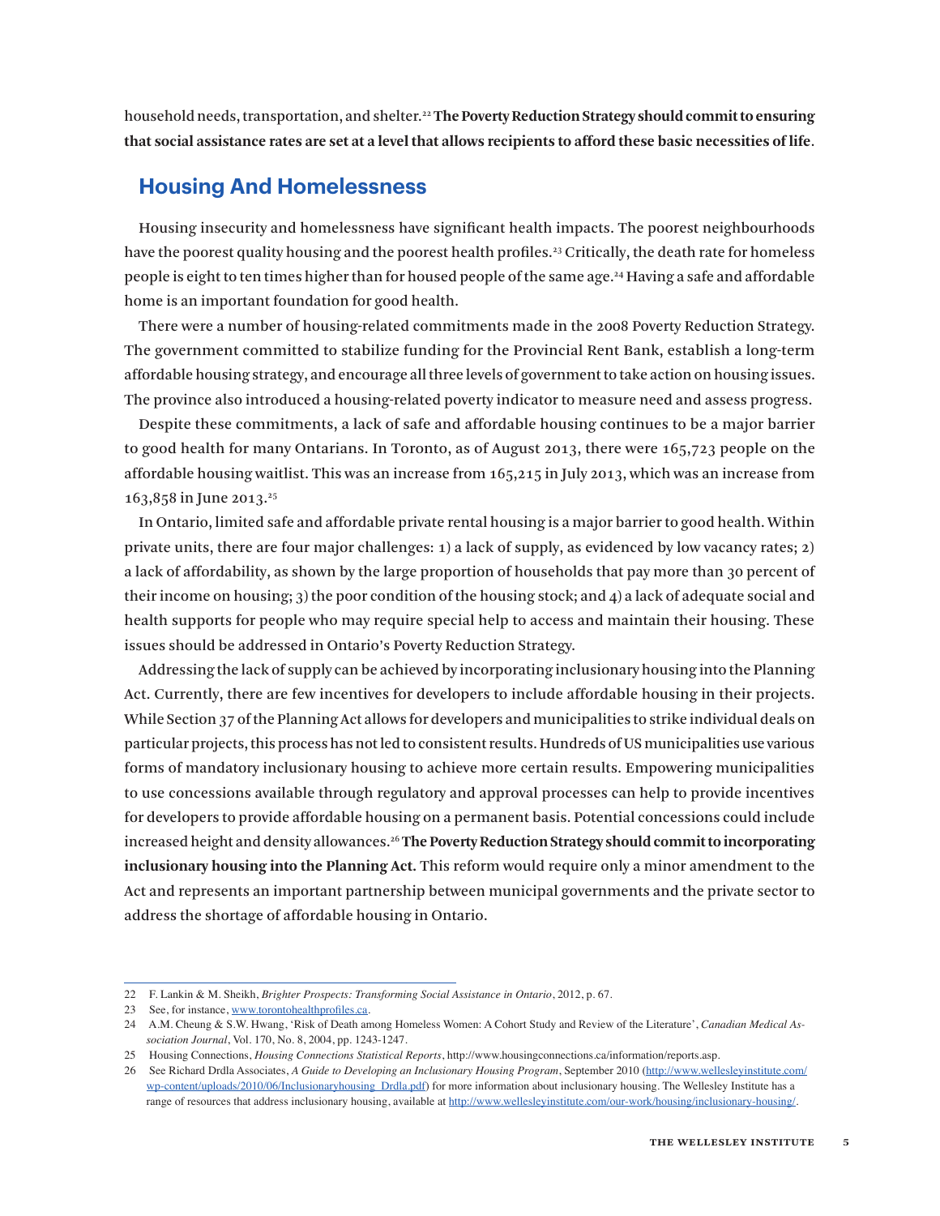household needs, transportation, and shelter.[22] **The Poverty Reduction Strategy should commit to ensuring that social assistance rates are set at a level that allows recipients to afford these basic necessities of life**.

## Housing And Homelessness

Housing insecurity and homelessness have significant health impacts. The poorest neighbourhoods have the poorest quality housing and the poorest health profiles.[23] Critically, the death rate for homeless people is eight to ten times higher than for housed people of the same age.[24] Having a safe and affordable home is an important foundation for good health.

There were a number of housing-related commitments made in the 2008 Poverty Reduction Strategy. The government committed to stabilize funding for the Provincial Rent Bank, establish a long-term affordable housing strategy, and encourage all three levels of government to take action on housing issues. The province also introduced a housing-related poverty indicator to measure need and assess progress.

Despite these commitments, a lack of safe and affordable housing continues to be a major barrier to good health for many Ontarians. In Toronto, as of August 2013, there were 165,723 people on the affordable housing waitlist. This was an increase from 165,215 in July 2013, which was an increase from 163,858 in June 2013.[25]

In Ontario, limited safe and affordable private rental housing is a major barrier to good health. Within private units, there are four major challenges: 1) a lack of supply, as evidenced by low vacancy rates; 2) a lack of affordability, as shown by the large proportion of households that pay more than 30 percent of their income on housing; 3) the poor condition of the housing stock; and 4) a lack of adequate social and health supports for people who may require special help to access and maintain their housing. These issues should be addressed in Ontario's Poverty Reduction Strategy.

Addressing the lack of supply can be achieved by incorporating inclusionary housing into the Planning Act. Currently, there are few incentives for developers to include affordable housing in their projects. While Section 37 of the Planning Act allows for developers and municipalities to strike individual deals on particular projects, this process has not led to consistent results. Hundreds of US municipalities use various forms of mandatory inclusionary housing to achieve more certain results. Empowering municipalities to use concessions available through regulatory and approval processes can help to provide incentives for developers to provide affordable housing on a permanent basis. Potential concessions could include increased height and density allowances.[26] **The Poverty Reduction Strategy should commit to incorporating inclusionary housing into the Planning Act.** This reform would require only a minor amendment to the Act and represents an important partnership between municipal governments and the private sector to address the shortage of affordable housing in Ontario.

---

22 F. Lankin & M. Sheikh, *Brighter Prospects: Transforming Social Assistance in Ontario*, 2012, p. 67.

23 See, for instance, www.torontohealthprofiles.ca.

24 A.M. Cheung & S.W. Hwang, 'Risk of Death among Homeless Women: A Cohort Study and Review of the Literature', *Canadian Medical Association Journal*, Vol. 170, No. 8, 2004, pp. 1243-1247.

25 Housing Connections, *Housing Connections Statistical Reports*, http://www.housingconnections.ca/information/reports.asp.

26 See Richard Drdla Associates, *A Guide to Developing an Inclusionary Housing Program*, September 2010 (http://www.wellesleyinstitute.com/wp-content/uploads/2010/06/Inclusionaryhousing_Drdla.pdf) for more information about inclusionary housing. The Wellesley Institute has a range of resources that address inclusionary housing, available at http://www.wellesleyinstitute.com/our-work/housing/inclusionary-housing/.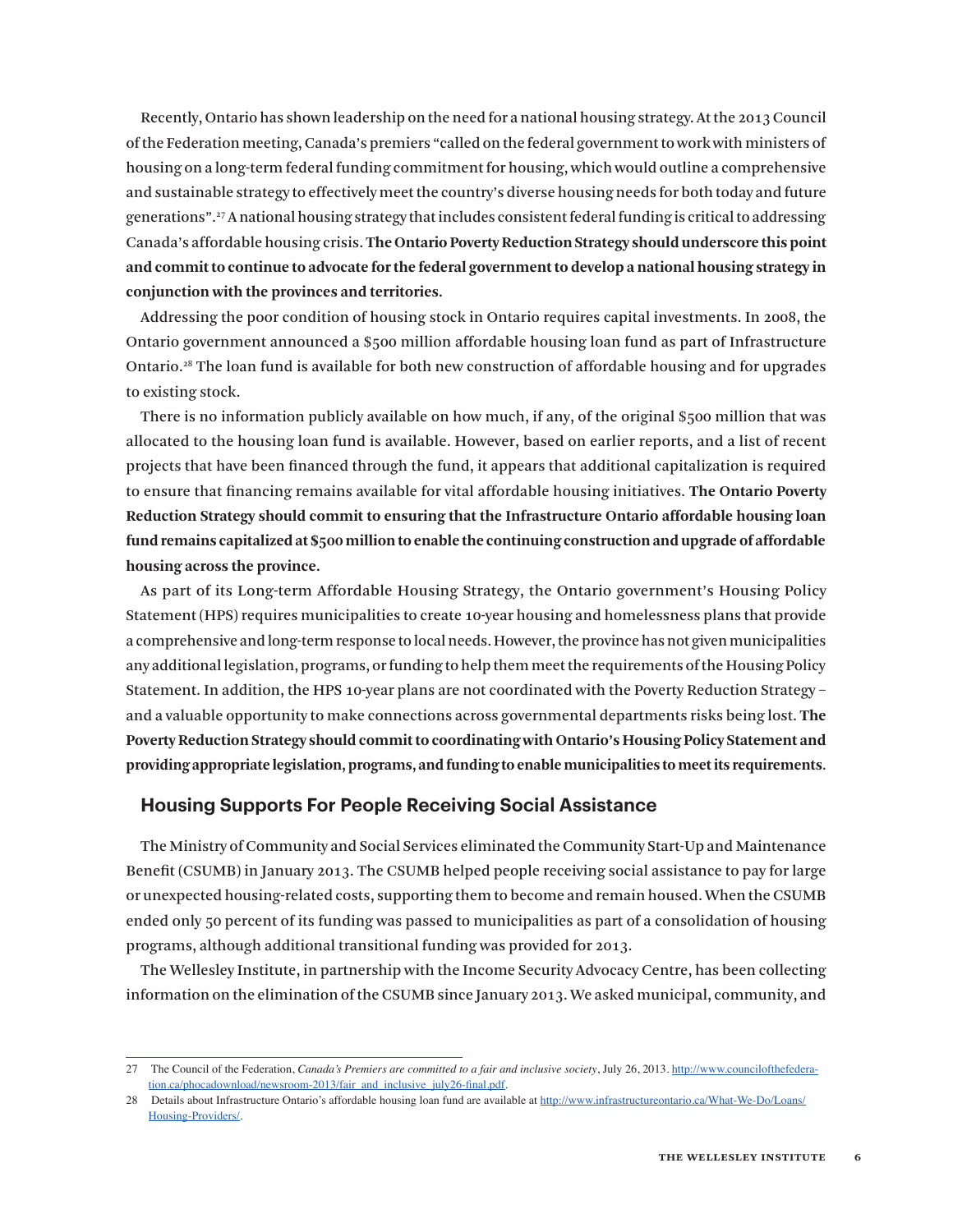Recently, Ontario has shown leadership on the need for a national housing strategy. At the 2013 Council of the Federation meeting, Canada's premiers "called on the federal government to work with ministers of housing on a long-term federal funding commitment for housing, which would outline a comprehensive and sustainable strategy to effectively meet the country's diverse housing needs for both today and future generations".[27] A national housing strategy that includes consistent federal funding is critical to addressing Canada's affordable housing crisis. **The Ontario Poverty Reduction Strategy should underscore this point and commit to continue to advocate for the federal government to develop a national housing strategy in conjunction with the provinces and territories.**

Addressing the poor condition of housing stock in Ontario requires capital investments. In 2008, the Ontario government announced a $500 million affordable housing loan fund as part of Infrastructure Ontario.[28] The loan fund is available for both new construction of affordable housing and for upgrades to existing stock.

There is no information publicly available on how much, if any, of the original $500 million that was allocated to the housing loan fund is available. However, based on earlier reports, and a list of recent projects that have been financed through the fund, it appears that additional capitalization is required to ensure that financing remains available for vital affordable housing initiatives. **The Ontario Poverty Reduction Strategy should commit to ensuring that the Infrastructure Ontario affordable housing loan fund remains capitalized at $500 million to enable the continuing construction and upgrade of affordable housing across the province.**

As part of its Long-term Affordable Housing Strategy, the Ontario government's Housing Policy Statement (HPS) requires municipalities to create 10-year housing and homelessness plans that provide a comprehensive and long-term response to local needs. However, the province has not given municipalities any additional legislation, programs, or funding to help them meet the requirements of the Housing Policy Statement. In addition, the HPS 10-year plans are not coordinated with the Poverty Reduction Strategy – and a valuable opportunity to make connections across governmental departments risks being lost. **The Poverty Reduction Strategy should commit to coordinating with Ontario's Housing Policy Statement and providing appropriate legislation, programs, and funding to enable municipalities to meet its requirements**.

## Housing Supports For People Receiving Social Assistance

The Ministry of Community and Social Services eliminated the Community Start-Up and Maintenance Benefit (CSUMB) in January 2013. The CSUMB helped people receiving social assistance to pay for large or unexpected housing-related costs, supporting them to become and remain housed. When the CSUMB ended only 50 percent of its funding was passed to municipalities as part of a consolidation of housing programs, although additional transitional funding was provided for 2013.

The Wellesley Institute, in partnership with the Income Security Advocacy Centre, has been collecting information on the elimination of the CSUMB since January 2013. We asked municipal, community, and

---

27 The Council of the Federation, *Canada's Premiers are committed to a fair and inclusive society*, July 26, 2013. http://www.councilofthefederation.ca/phocadownload/newsroom-2013/fair_and_inclusive_july26-final.pdf.

28 Details about Infrastructure Ontario's affordable housing loan fund are available at http://www.infrastructureontario.ca/What-We-Do/Loans/Housing-Providers/.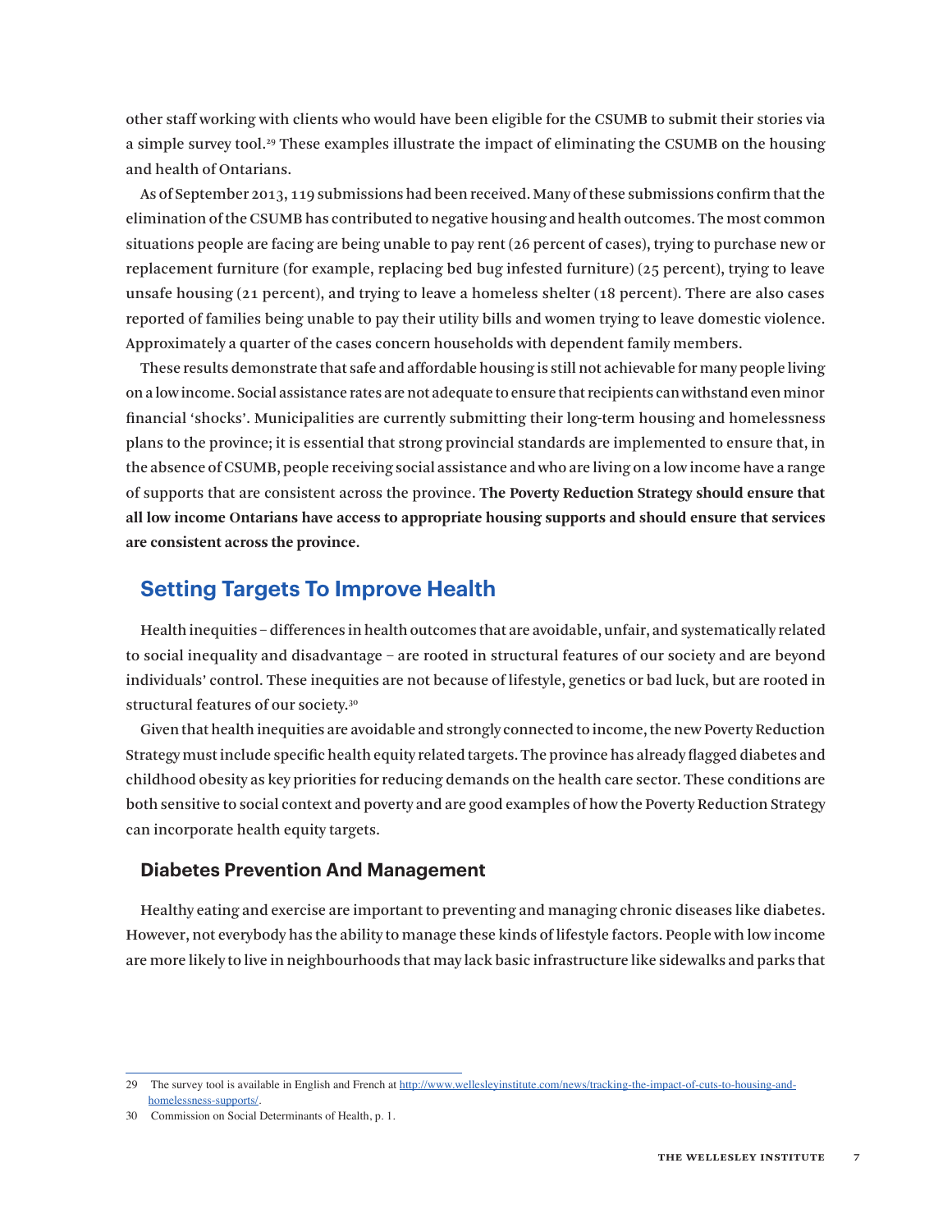other staff working with clients who would have been eligible for the CSUMB to submit their stories via a simple survey tool.[29] These examples illustrate the impact of eliminating the CSUMB on the housing and health of Ontarians.

As of September 2013, 119 submissions had been received. Many of these submissions confirm that the elimination of the CSUMB has contributed to negative housing and health outcomes. The most common situations people are facing are being unable to pay rent (26 percent of cases), trying to purchase new or replacement furniture (for example, replacing bed bug infested furniture) (25 percent), trying to leave unsafe housing (21 percent), and trying to leave a homeless shelter (18 percent). There are also cases reported of families being unable to pay their utility bills and women trying to leave domestic violence. Approximately a quarter of the cases concern households with dependent family members.

These results demonstrate that safe and affordable housing is still not achievable for many people living on a low income. Social assistance rates are not adequate to ensure that recipients can withstand even minor financial 'shocks'. Municipalities are currently submitting their long-term housing and homelessness plans to the province; it is essential that strong provincial standards are implemented to ensure that, in the absence of CSUMB, people receiving social assistance and who are living on a low income have a range of supports that are consistent across the province. **The Poverty Reduction Strategy should ensure that all low income Ontarians have access to appropriate housing supports and should ensure that services are consistent across the province.**

## Setting Targets To Improve Health

Health inequities – differences in health outcomes that are avoidable, unfair, and systematically related to social inequality and disadvantage – are rooted in structural features of our society and are beyond individuals' control. These inequities are not because of lifestyle, genetics or bad luck, but are rooted in structural features of our society.[30]

Given that health inequities are avoidable and strongly connected to income, the new Poverty Reduction Strategy must include specific health equity related targets. The province has already flagged diabetes and childhood obesity as key priorities for reducing demands on the health care sector. These conditions are both sensitive to social context and poverty and are good examples of how the Poverty Reduction Strategy can incorporate health equity targets.

### Diabetes Prevention And Management

Healthy eating and exercise are important to preventing and managing chronic diseases like diabetes. However, not everybody has the ability to manage these kinds of lifestyle factors. People with low income are more likely to live in neighbourhoods that may lack basic infrastructure like sidewalks and parks that

---

29 The survey tool is available in English and French at http://www.wellesleyinstitute.com/news/tracking-the-impact-of-cuts-to-housing-and-homelessness-supports/.

30 Commission on Social Determinants of Health, p. 1.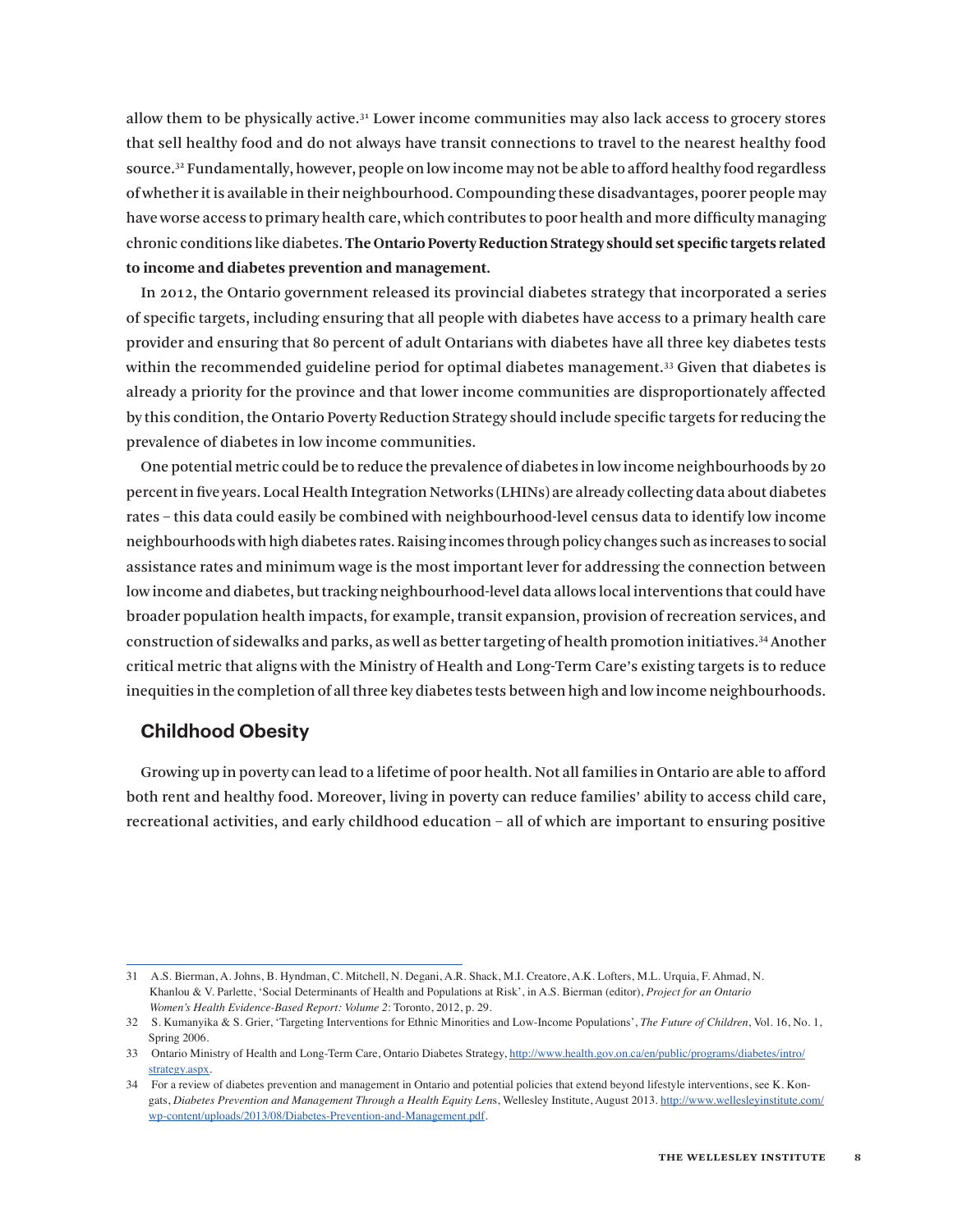allow them to be physically active.[31] Lower income communities may also lack access to grocery stores that sell healthy food and do not always have transit connections to travel to the nearest healthy food source.[32] Fundamentally, however, people on low income may not be able to afford healthy food regardless of whether it is available in their neighbourhood. Compounding these disadvantages, poorer people may have worse access to primary health care, which contributes to poor health and more difficulty managing chronic conditions like diabetes. **The Ontario Poverty Reduction Strategy should set specific targets related to income and diabetes prevention and management.**

In 2012, the Ontario government released its provincial diabetes strategy that incorporated a series of specific targets, including ensuring that all people with diabetes have access to a primary health care provider and ensuring that 80 percent of adult Ontarians with diabetes have all three key diabetes tests within the recommended guideline period for optimal diabetes management.[33] Given that diabetes is already a priority for the province and that lower income communities are disproportionately affected by this condition, the Ontario Poverty Reduction Strategy should include specific targets for reducing the prevalence of diabetes in low income communities.

One potential metric could be to reduce the prevalence of diabetes in low income neighbourhoods by 20 percent in five years. Local Health Integration Networks (LHINs) are already collecting data about diabetes rates – this data could easily be combined with neighbourhood-level census data to identify low income neighbourhoods with high diabetes rates. Raising incomes through policy changes such as increases to social assistance rates and minimum wage is the most important lever for addressing the connection between low income and diabetes, but tracking neighbourhood-level data allows local interventions that could have broader population health impacts, for example, transit expansion, provision of recreation services, and construction of sidewalks and parks, as well as better targeting of health promotion initiatives.[34] Another critical metric that aligns with the Ministry of Health and Long-Term Care's existing targets is to reduce inequities in the completion of all three key diabetes tests between high and low income neighbourhoods.

## Childhood Obesity

Growing up in poverty can lead to a lifetime of poor health. Not all families in Ontario are able to afford both rent and healthy food. Moreover, living in poverty can reduce families' ability to access child care, recreational activities, and early childhood education – all of which are important to ensuring positive

---

31 A.S. Bierman, A. Johns, B. Hyndman, C. Mitchell, N. Degani, A.R. Shack, M.I. Creatore, A.K. Lofters, M.L. Urquia, F. Ahmad, N. Khanlou & V. Parlette, 'Social Determinants of Health and Populations at Risk', in A.S. Bierman (editor), *Project for an Ontario Women's Health Evidence-Based Report: Volume 2*: Toronto, 2012, p. 29.

32 S. Kumanyika & S. Grier, 'Targeting Interventions for Ethnic Minorities and Low-Income Populations', *The Future of Children*, Vol. 16, No. 1, Spring 2006.

33 Ontario Ministry of Health and Long-Term Care, Ontario Diabetes Strategy, http://www.health.gov.on.ca/en/public/programs/diabetes/intro/strategy.aspx.

34 For a review of diabetes prevention and management in Ontario and potential policies that extend beyond lifestyle interventions, see K. Kongats, *Diabetes Prevention and Management Through a Health Equity Lens*, Wellesley Institute, August 2013. http://www.wellesleyinstitute.com/wp-content/uploads/2013/08/Diabetes-Prevention-and-Management.pdf.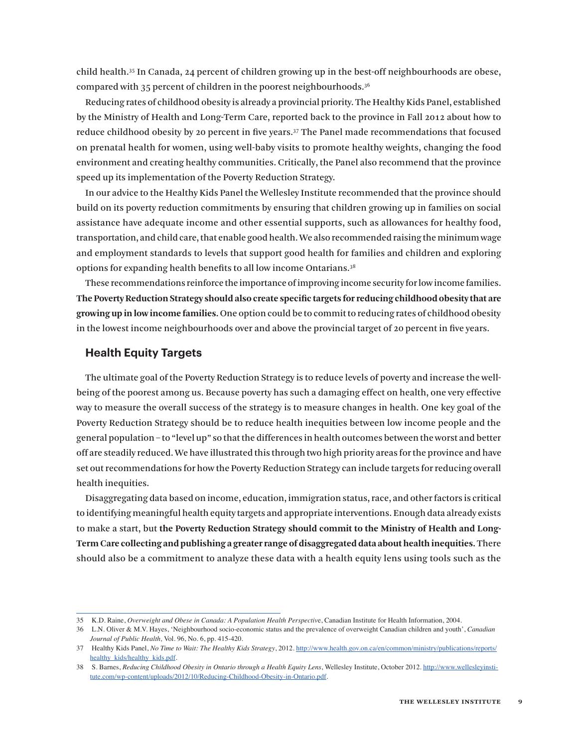child health.[35] In Canada, 24 percent of children growing up in the best-off neighbourhoods are obese, compared with 35 percent of children in the poorest neighbourhoods.[36]

Reducing rates of childhood obesity is already a provincial priority. The Healthy Kids Panel, established by the Ministry of Health and Long-Term Care, reported back to the province in Fall 2012 about how to reduce childhood obesity by 20 percent in five years.[37] The Panel made recommendations that focused on prenatal health for women, using well-baby visits to promote healthy weights, changing the food environment and creating healthy communities. Critically, the Panel also recommend that the province speed up its implementation of the Poverty Reduction Strategy.

In our advice to the Healthy Kids Panel the Wellesley Institute recommended that the province should build on its poverty reduction commitments by ensuring that children growing up in families on social assistance have adequate income and other essential supports, such as allowances for healthy food, transportation, and child care, that enable good health. We also recommended raising the minimum wage and employment standards to levels that support good health for families and children and exploring options for expanding health benefits to all low income Ontarians.[38]

These recommendations reinforce the importance of improving income security for low income families. **The Poverty Reduction Strategy should also create specific targets for reducing childhood obesity that are growing up in low income families.** One option could be to commit to reducing rates of childhood obesity in the lowest income neighbourhoods over and above the provincial target of 20 percent in five years.

## Health Equity Targets

The ultimate goal of the Poverty Reduction Strategy is to reduce levels of poverty and increase the well-being of the poorest among us. Because poverty has such a damaging effect on health, one very effective way to measure the overall success of the strategy is to measure changes in health. One key goal of the Poverty Reduction Strategy should be to reduce health inequities between low income people and the general population – to "level up" so that the differences in health outcomes between the worst and better off are steadily reduced. We have illustrated this through two high priority areas for the province and have set out recommendations for how the Poverty Reduction Strategy can include targets for reducing overall health inequities.

Disaggregating data based on income, education, immigration status, race, and other factors is critical to identifying meaningful health equity targets and appropriate interventions. Enough data already exists to make a start, but **the Poverty Reduction Strategy should commit to the Ministry of Health and Long-Term Care collecting and publishing a greater range of disaggregated data about health inequities.** There should also be a commitment to analyze these data with a health equity lens using tools such as the

---

35 K.D. Raine, *Overweight and Obese in Canada: A Population Health Perspective*, Canadian Institute for Health Information, 2004.

36 L.N. Oliver & M.V. Hayes, 'Neighbourhood socio-economic status and the prevalence of overweight Canadian children and youth', *Canadian Journal of Public Health*, Vol. 96, No. 6, pp. 415-420.

37 Healthy Kids Panel, *No Time to Wait: The Healthy Kids Strategy*, 2012. http://www.health.gov.on.ca/en/common/ministry/publications/reports/healthy_kids/healthy_kids.pdf.

38 S. Barnes, *Reducing Childhood Obesity in Ontario through a Health Equity Lens*, Wellesley Institute, October 2012. http://www.wellesleyinstitute.com/wp-content/uploads/2012/10/Reducing-Childhood-Obesity-in-Ontario.pdf.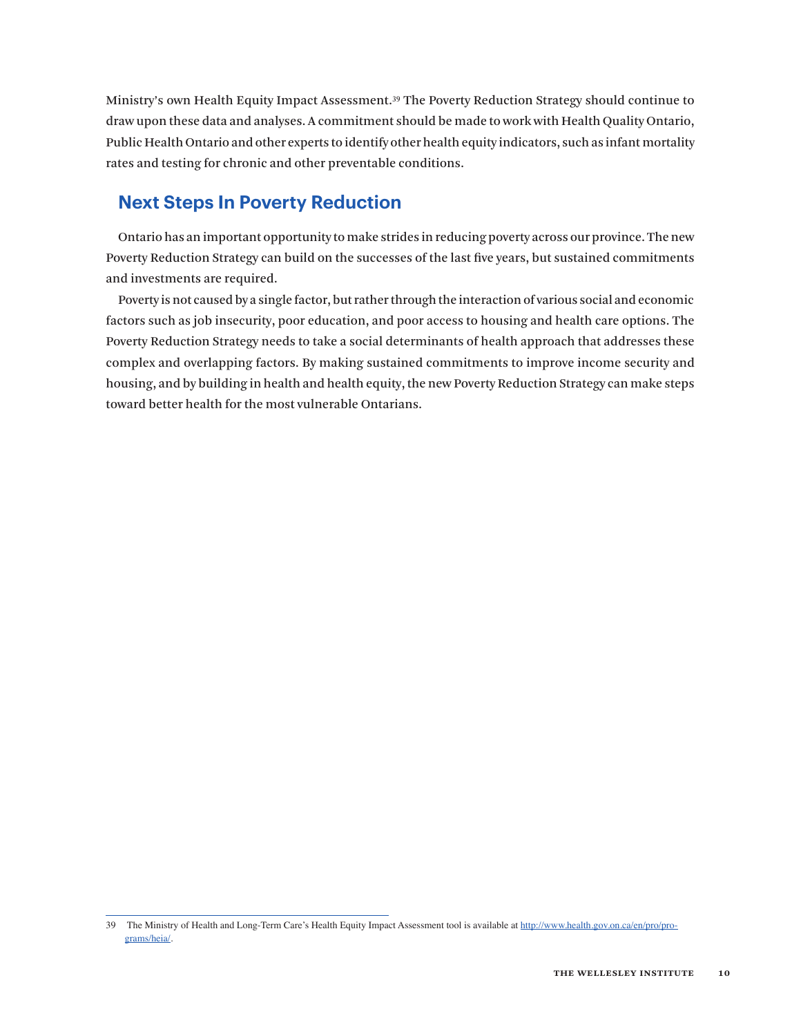Ministry's own Health Equity Impact Assessment.[39] The Poverty Reduction Strategy should continue to draw upon these data and analyses. A commitment should be made to work with Health Quality Ontario, Public Health Ontario and other experts to identify other health equity indicators, such as infant mortality rates and testing for chronic and other preventable conditions.

## Next Steps In Poverty Reduction

Ontario has an important opportunity to make strides in reducing poverty across our province. The new Poverty Reduction Strategy can build on the successes of the last five years, but sustained commitments and investments are required.

Poverty is not caused by a single factor, but rather through the interaction of various social and economic factors such as job insecurity, poor education, and poor access to housing and health care options. The Poverty Reduction Strategy needs to take a social determinants of health approach that addresses these complex and overlapping factors. By making sustained commitments to improve income security and housing, and by building in health and health equity, the new Poverty Reduction Strategy can make steps toward better health for the most vulnerable Ontarians.

---

39 The Ministry of Health and Long-Term Care's Health Equity Impact Assessment tool is available at http://www.health.gov.on.ca/en/pro/programs/heia/.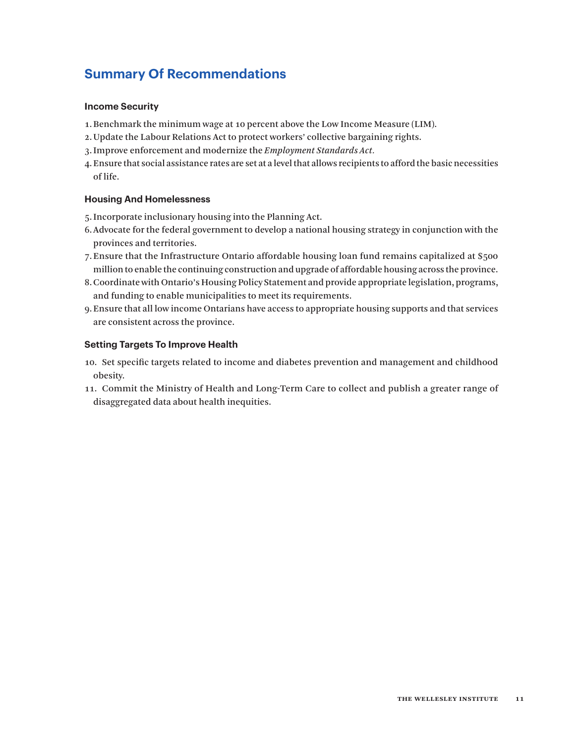## Summary Of Recommendations

### Income Security

1. Benchmark the minimum wage at 10 percent above the Low Income Measure (LIM).
2. Update the Labour Relations Act to protect workers' collective bargaining rights.
3. Improve enforcement and modernize the *Employment Standards Act*.
4. Ensure that social assistance rates are set at a level that allows recipients to afford the basic necessities of life.

### Housing And Homelessness

5. Incorporate inclusionary housing into the Planning Act.
6. Advocate for the federal government to develop a national housing strategy in conjunction with the provinces and territories.
7. Ensure that the Infrastructure Ontario affordable housing loan fund remains capitalized at $500 million to enable the continuing construction and upgrade of affordable housing across the province.
8. Coordinate with Ontario's Housing Policy Statement and provide appropriate legislation, programs, and funding to enable municipalities to meet its requirements.
9. Ensure that all low income Ontarians have access to appropriate housing supports and that services are consistent across the province.

### Setting Targets To Improve Health

10. Set specific targets related to income and diabetes prevention and management and childhood obesity.
11. Commit the Ministry of Health and Long-Term Care to collect and publish a greater range of disaggregated data about health inequities.